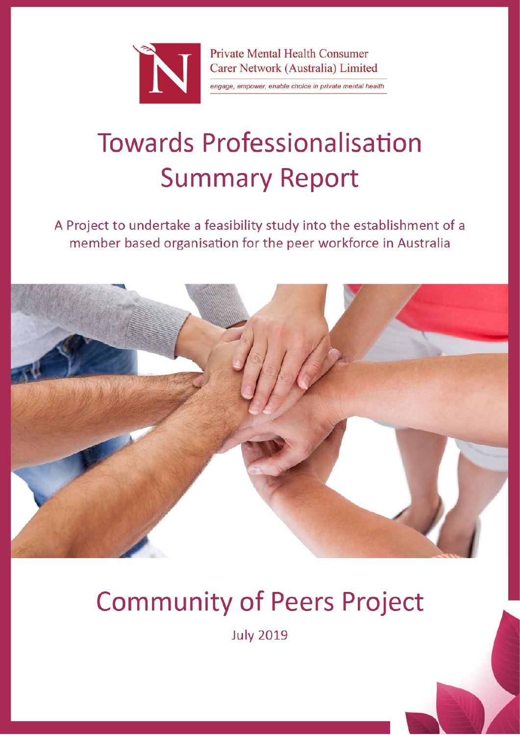Private Mental Health Consumer Carer Network (Australia) Limited

*engage, empower, enable choice in private mental health*

# Towards Professionalisation Summary Report

A Project to undertake a feasibility study into the establishment of a member based organisation for the peer workforce in Australia

# Community of Peers Project

July 2019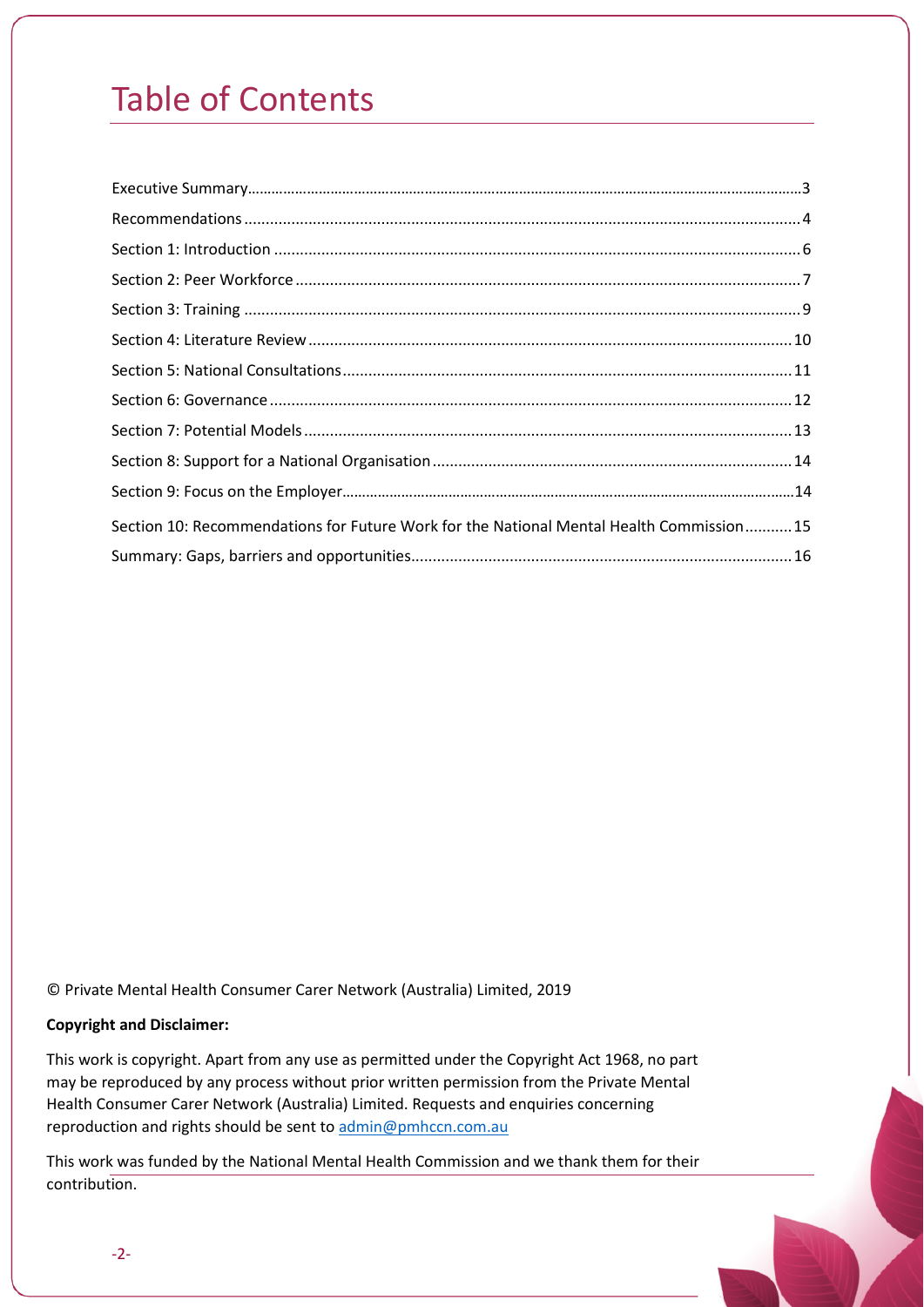# Table of Contents

Executive Summary........................................................3
Recommendations........................................................4
Section 1: Introduction........................................................6
Section 2: Peer Workforce........................................................7
Section 3: Training........................................................9
Section 4: Literature Review........................................................10
Section 5: National Consultations........................................................11
Section 6: Governance........................................................12
Section 7: Potential Models........................................................13
Section 8: Support for a National Organisation........................................................14
Section 9: Focus on the Employer........................................................14
Section 10: Recommendations for Future Work for the National Mental Health Commission...........15
Summary: Gaps, barriers and opportunities........................................................16

© Private Mental Health Consumer Carer Network (Australia) Limited, 2019

**Copyright and Disclaimer:**

This work is copyright. Apart from any use as permitted under the Copyright Act 1968, no part may be reproduced by any process without prior written permission from the Private Mental Health Consumer Carer Network (Australia) Limited. Requests and enquiries concerning reproduction and rights should be sent to admin@pmhccn.com.au

This work was funded by the National Mental Health Commission and we thank them for their contribution.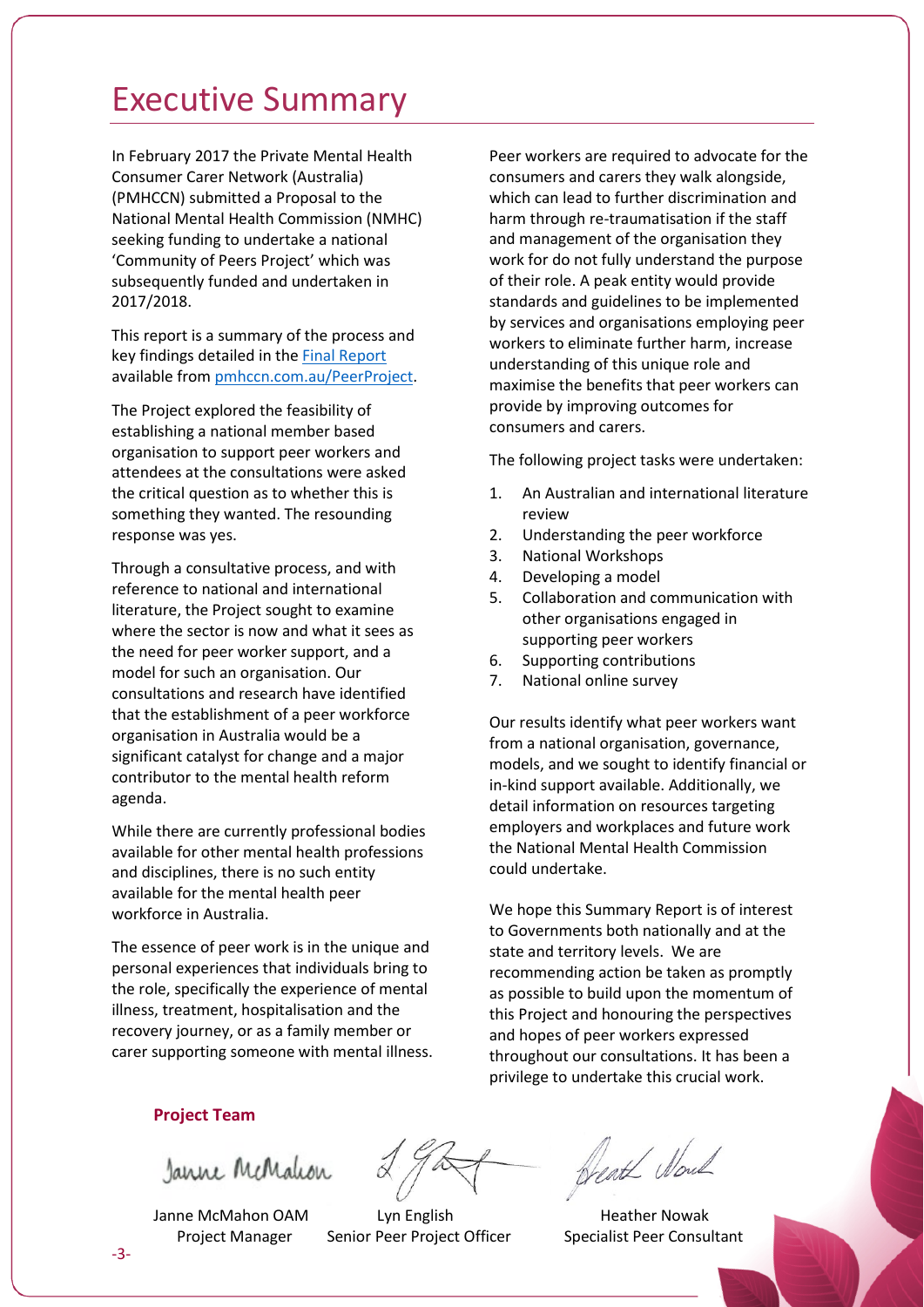# Executive Summary

In February 2017 the Private Mental Health Consumer Carer Network (Australia) (PMHCCN) submitted a Proposal to the National Mental Health Commission (NMHC) seeking funding to undertake a national 'Community of Peers Project' which was subsequently funded and undertaken in 2017/2018.

This report is a summary of the process and key findings detailed in the [Final Report](pmhccn.com.au/PeerProject) available from [pmhccn.com.au/PeerProject](pmhccn.com.au/PeerProject).

The Project explored the feasibility of establishing a national member based organisation to support peer workers and attendees at the consultations were asked the critical question as to whether this is something they wanted. The resounding response was yes.

Through a consultative process, and with reference to national and international literature, the Project sought to examine where the sector is now and what it sees as the need for peer worker support, and a model for such an organisation. Our consultations and research have identified that the establishment of a peer workforce organisation in Australia would be a significant catalyst for change and a major contributor to the mental health reform agenda.

While there are currently professional bodies available for other mental health professions and disciplines, there is no such entity available for the mental health peer workforce in Australia.

The essence of peer work is in the unique and personal experiences that individuals bring to the role, specifically the experience of mental illness, treatment, hospitalisation and the recovery journey, or as a family member or carer supporting someone with mental illness.

Peer workers are required to advocate for the consumers and carers they walk alongside, which can lead to further discrimination and harm through re-traumatisation if the staff and management of the organisation they work for do not fully understand the purpose of their role. A peak entity would provide standards and guidelines to be implemented by services and organisations employing peer workers to eliminate further harm, increase understanding of this unique role and maximise the benefits that peer workers can provide by improving outcomes for consumers and carers.

The following project tasks were undertaken:

1. An Australian and international literature review
2. Understanding the peer workforce
3. National Workshops
4. Developing a model
5. Collaboration and communication with other organisations engaged in supporting peer workers
6. Supporting contributions
7. National online survey

Our results identify what peer workers want from a national organisation, governance, models, and we sought to identify financial or in-kind support available. Additionally, we detail information on resources targeting employers and workplaces and future work the National Mental Health Commission could undertake.

We hope this Summary Report is of interest to Governments both nationally and at the state and territory levels. We are recommending action be taken as promptly as possible to build upon the momentum of this Project and honouring the perspectives and hopes of peer workers expressed throughout our consultations. It has been a privilege to undertake this crucial work.

**Project Team**

| Janne McMahon OAM | Lyn English | Heather Nowak |
|---|---|---|
| Project Manager | Senior Peer Project Officer | Specialist Peer Consultant |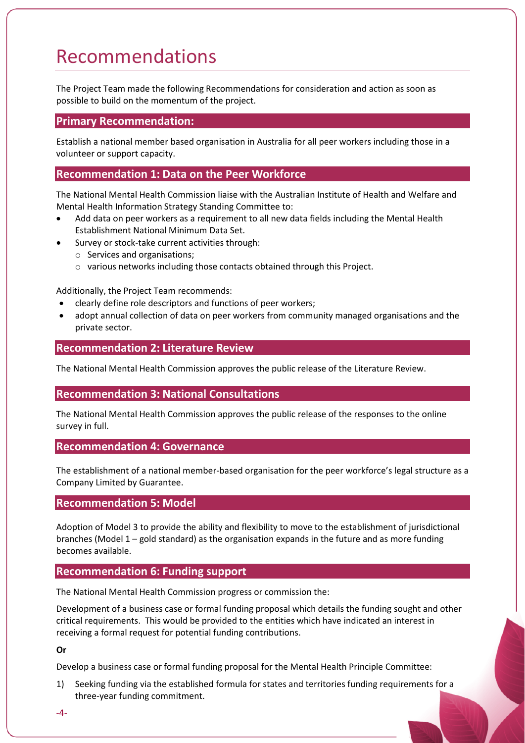# Recommendations

The Project Team made the following Recommendations for consideration and action as soon as possible to build on the momentum of the project.

## Primary Recommendation:

Establish a national member based organisation in Australia for all peer workers including those in a volunteer or support capacity.

## Recommendation 1: Data on the Peer Workforce

The National Mental Health Commission liaise with the Australian Institute of Health and Welfare and Mental Health Information Strategy Standing Committee to:

- Add data on peer workers as a requirement to all new data fields including the Mental Health Establishment National Minimum Data Set.
- Survey or stock-take current activities through:
  - Services and organisations;
  - various networks including those contacts obtained through this Project.

Additionally, the Project Team recommends:

- clearly define role descriptors and functions of peer workers;
- adopt annual collection of data on peer workers from community managed organisations and the private sector.

## Recommendation 2: Literature Review

The National Mental Health Commission approves the public release of the Literature Review.

## Recommendation 3: National Consultations

The National Mental Health Commission approves the public release of the responses to the online survey in full.

## Recommendation 4: Governance

The establishment of a national member-based organisation for the peer workforce's legal structure as a Company Limited by Guarantee.

## Recommendation 5: Model

Adoption of Model 3 to provide the ability and flexibility to move to the establishment of jurisdictional branches (Model 1 – gold standard) as the organisation expands in the future and as more funding becomes available.

## Recommendation 6: Funding support

The National Mental Health Commission progress or commission the:

Development of a business case or formal funding proposal which details the funding sought and other critical requirements. This would be provided to the entities which have indicated an interest in receiving a formal request for potential funding contributions.

**Or**

Develop a business case or formal funding proposal for the Mental Health Principle Committee:

1) Seeking funding via the established formula for states and territories funding requirements for a three-year funding commitment.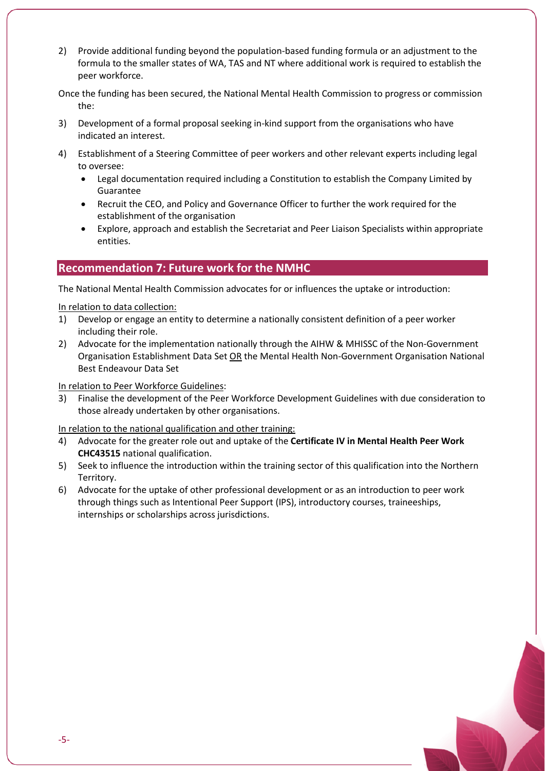2) Provide additional funding beyond the population-based funding formula or an adjustment to the formula to the smaller states of WA, TAS and NT where additional work is required to establish the peer workforce.

Once the funding has been secured, the National Mental Health Commission to progress or commission the:

3) Development of a formal proposal seeking in-kind support from the organisations who have indicated an interest.

4) Establishment of a Steering Committee of peer workers and other relevant experts including legal to oversee:
   - Legal documentation required including a Constitution to establish the Company Limited by Guarantee
   - Recruit the CEO, and Policy and Governance Officer to further the work required for the establishment of the organisation
   - Explore, approach and establish the Secretariat and Peer Liaison Specialists within appropriate entities.

## Recommendation 7: Future work for the NMHC

The National Mental Health Commission advocates for or influences the uptake or introduction:

In relation to data collection:

1) Develop or engage an entity to determine a nationally consistent definition of a peer worker including their role.
2) Advocate for the implementation nationally through the AIHW & MHISSC of the Non-Government Organisation Establishment Data Set OR the Mental Health Non-Government Organisation National Best Endeavour Data Set

In relation to Peer Workforce Guidelines:

3) Finalise the development of the Peer Workforce Development Guidelines with due consideration to those already undertaken by other organisations.

In relation to the national qualification and other training:

4) Advocate for the greater role out and uptake of the **Certificate IV in Mental Health Peer Work CHC43515** national qualification.
5) Seek to influence the introduction within the training sector of this qualification into the Northern Territory.
6) Advocate for the uptake of other professional development or as an introduction to peer work through things such as Intentional Peer Support (IPS), introductory courses, traineeships, internships or scholarships across jurisdictions.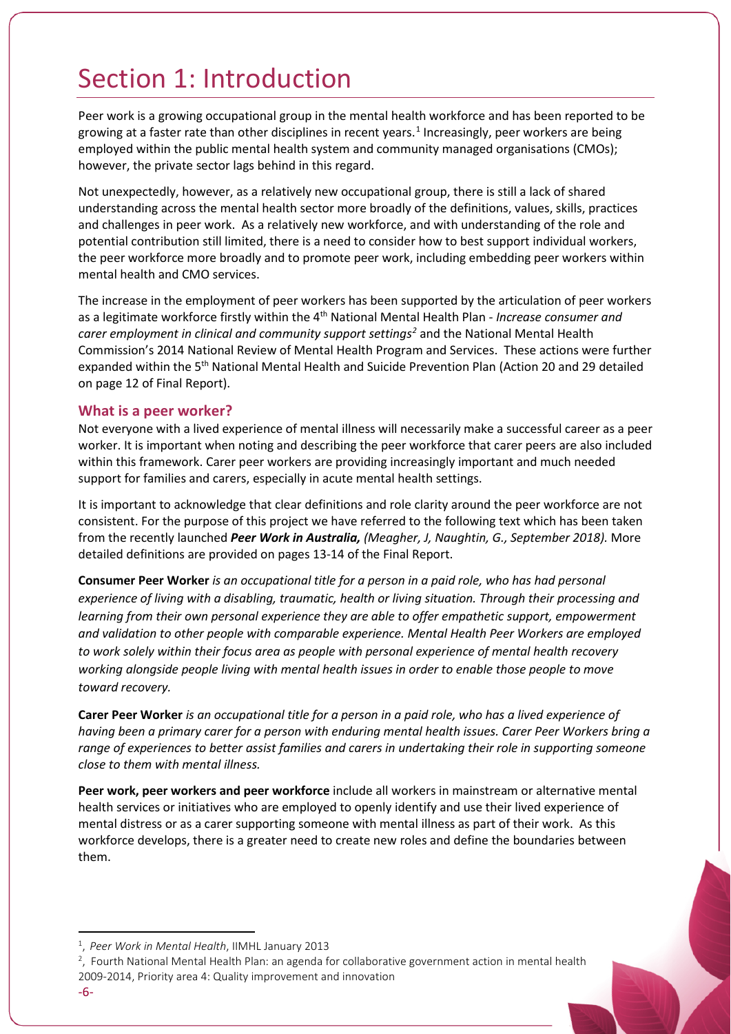# Section 1: Introduction

Peer work is a growing occupational group in the mental health workforce and has been reported to be growing at a faster rate than other disciplines in recent years.[1] Increasingly, peer workers are being employed within the public mental health system and community managed organisations (CMOs); however, the private sector lags behind in this regard.

Not unexpectedly, however, as a relatively new occupational group, there is still a lack of shared understanding across the mental health sector more broadly of the definitions, values, skills, practices and challenges in peer work. As a relatively new workforce, and with understanding of the role and potential contribution still limited, there is a need to consider how to best support individual workers, the peer workforce more broadly and to promote peer work, including embedding peer workers within mental health and CMO services.

The increase in the employment of peer workers has been supported by the articulation of peer workers as a legitimate workforce firstly within the 4th National Mental Health Plan - *Increase consumer and carer employment in clinical and community support settings*[2] and the National Mental Health Commission's 2014 National Review of Mental Health Program and Services. These actions were further expanded within the 5th National Mental Health and Suicide Prevention Plan (Action 20 and 29 detailed on page 12 of Final Report).

## What is a peer worker?

Not everyone with a lived experience of mental illness will necessarily make a successful career as a peer worker. It is important when noting and describing the peer workforce that carer peers are also included within this framework. Carer peer workers are providing increasingly important and much needed support for families and carers, especially in acute mental health settings.

It is important to acknowledge that clear definitions and role clarity around the peer workforce are not consistent. For the purpose of this project we have referred to the following text which has been taken from the recently launched ***Peer Work in Australia,*** *(Meagher, J, Naughtin, G., September 2018).* More detailed definitions are provided on pages 13-14 of the Final Report.

**Consumer Peer Worker** *is an occupational title for a person in a paid role, who has had personal experience of living with a disabling, traumatic, health or living situation. Through their processing and learning from their own personal experience they are able to offer empathetic support, empowerment and validation to other people with comparable experience. Mental Health Peer Workers are employed to work solely within their focus area as people with personal experience of mental health recovery working alongside people living with mental health issues in order to enable those people to move toward recovery.*

**Carer Peer Worker** *is an occupational title for a person in a paid role, who has a lived experience of having been a primary carer for a person with enduring mental health issues. Carer Peer Workers bring a range of experiences to better assist families and carers in undertaking their role in supporting someone close to them with mental illness.*

**Peer work, peer workers and peer workforce** include all workers in mainstream or alternative mental health services or initiatives who are employed to openly identify and use their lived experience of mental distress or as a carer supporting someone with mental illness as part of their work. As this workforce develops, there is a greater need to create new roles and define the boundaries between them.

---

[1], *Peer Work in Mental Health*, IIMHL January 2013

[2], Fourth National Mental Health Plan: an agenda for collaborative government action in mental health 2009-2014, Priority area 4: Quality improvement and innovation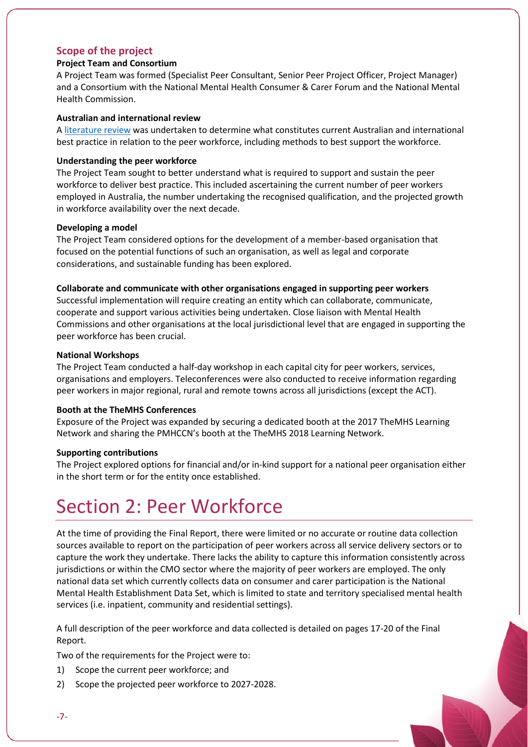## Scope of the project

### Project Team and Consortium

A Project Team was formed (Specialist Peer Consultant, Senior Peer Project Officer, Project Manager) and a Consortium with the National Mental Health Consumer & Carer Forum and the National Mental Health Commission.

### Australian and international review

A literature review was undertaken to determine what constitutes current Australian and international best practice in relation to the peer workforce, including methods to best support the workforce.

### Understanding the peer workforce

The Project Team sought to better understand what is required to support and sustain the peer workforce to deliver best practice. This included ascertaining the current number of peer workers employed in Australia, the number undertaking the recognised qualification, and the projected growth in workforce availability over the next decade.

### Developing a model

The Project Team considered options for the development of a member-based organisation that focused on the potential functions of such an organisation, as well as legal and corporate considerations, and sustainable funding has been explored.

### Collaborate and communicate with other organisations engaged in supporting peer workers

Successful implementation will require creating an entity which can collaborate, communicate, cooperate and support various activities being undertaken. Close liaison with Mental Health Commissions and other organisations at the local jurisdictional level that are engaged in supporting the peer workforce has been crucial.

### National Workshops

The Project Team conducted a half-day workshop in each capital city for peer workers, services, organisations and employers. Teleconferences were also conducted to receive information regarding peer workers in major regional, rural and remote towns across all jurisdictions (except the ACT).

### Booth at the TheMHS Conferences

Exposure of the Project was expanded by securing a dedicated booth at the 2017 TheMHS Learning Network and sharing the PMHCCN's booth at the TheMHS 2018 Learning Network.

### Supporting contributions

The Project explored options for financial and/or in-kind support for a national peer organisation either in the short term or for the entity once established.

# Section 2: Peer Workforce

At the time of providing the Final Report, there were limited or no accurate or routine data collection sources available to report on the participation of peer workers across all service delivery sectors or to capture the work they undertake. There lacks the ability to capture this information consistently across jurisdictions or within the CMO sector where the majority of peer workers are employed. The only national data set which currently collects data on consumer and carer participation is the National Mental Health Establishment Data Set, which is limited to state and territory specialised mental health services (i.e. inpatient, community and residential settings).

A full description of the peer workforce and data collected is detailed on pages 17-20 of the Final Report.

Two of the requirements for the Project were to:

1) Scope the current peer workforce; and
2) Scope the projected peer workforce to 2027-2028.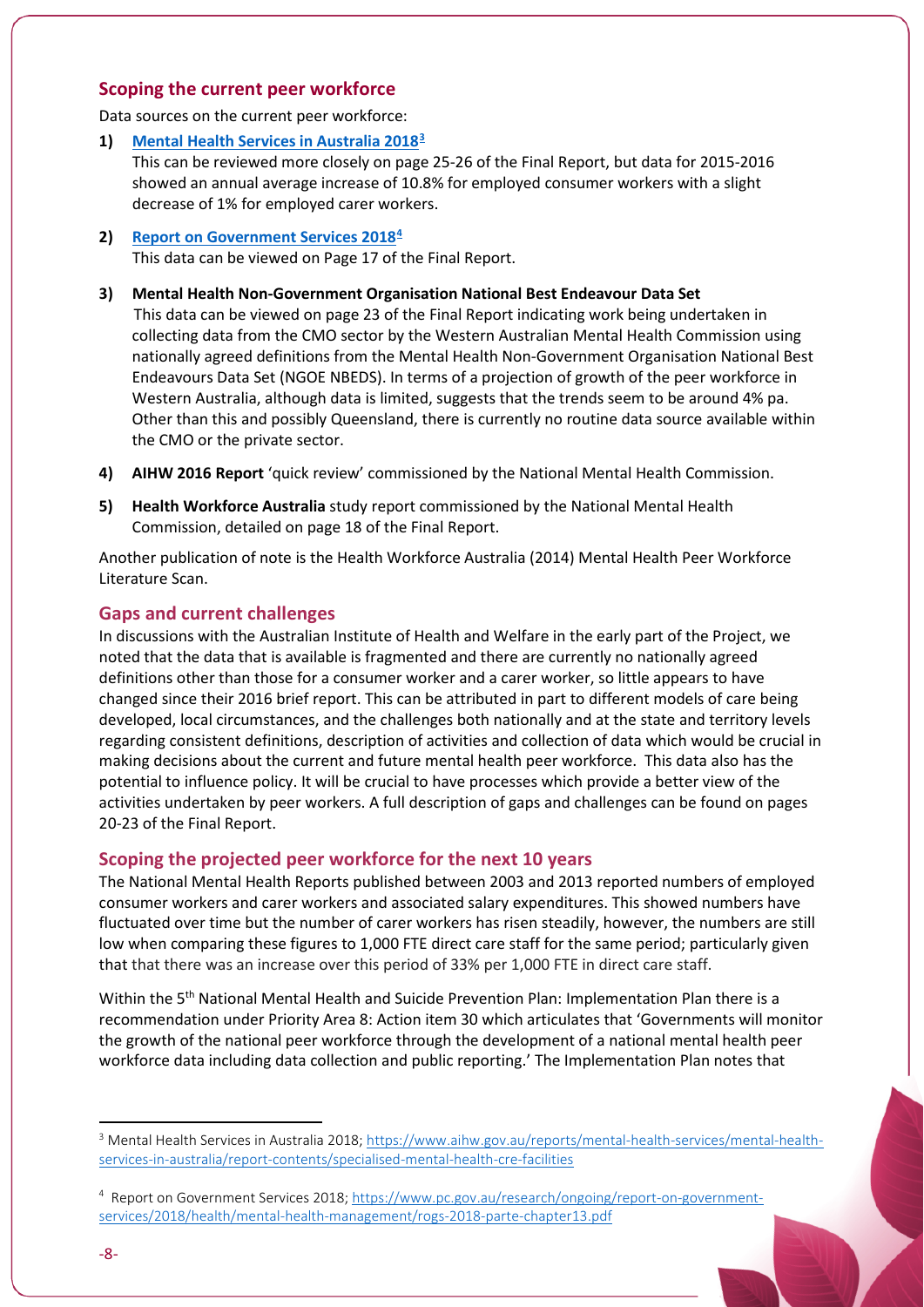## Scoping the current peer workforce

Data sources on the current peer workforce:

1) **Mental Health Services in Australia 2018**[3]

   This can be reviewed more closely on page 25-26 of the Final Report, but data for 2015-2016 showed an annual average increase of 10.8% for employed consumer workers with a slight decrease of 1% for employed carer workers.

2) **Report on Government Services 2018**[4]

   This data can be viewed on Page 17 of the Final Report.

3) **Mental Health Non-Government Organisation National Best Endeavour Data Set**

   This data can be viewed on page 23 of the Final Report indicating work being undertaken in collecting data from the CMO sector by the Western Australian Mental Health Commission using nationally agreed definitions from the Mental Health Non-Government Organisation National Best Endeavours Data Set (NGOE NBEDS). In terms of a projection of growth of the peer workforce in Western Australia, although data is limited, suggests that the trends seem to be around 4% pa. Other than this and possibly Queensland, there is currently no routine data source available within the CMO or the private sector.

4) **AIHW 2016 Report** 'quick review' commissioned by the National Mental Health Commission.

5) **Health Workforce Australia** study report commissioned by the National Mental Health Commission, detailed on page 18 of the Final Report.

Another publication of note is the Health Workforce Australia (2014) Mental Health Peer Workforce Literature Scan.

## Gaps and current challenges

In discussions with the Australian Institute of Health and Welfare in the early part of the Project, we noted that the data that is available is fragmented and there are currently no nationally agreed definitions other than those for a consumer worker and a carer worker, so little appears to have changed since their 2016 brief report. This can be attributed in part to different models of care being developed, local circumstances, and the challenges both nationally and at the state and territory levels regarding consistent definitions, description of activities and collection of data which would be crucial in making decisions about the current and future mental health peer workforce. This data also has the potential to influence policy. It will be crucial to have processes which provide a better view of the activities undertaken by peer workers. A full description of gaps and challenges can be found on pages 20-23 of the Final Report.

## Scoping the projected peer workforce for the next 10 years

The National Mental Health Reports published between 2003 and 2013 reported numbers of employed consumer workers and carer workers and associated salary expenditures. This showed numbers have fluctuated over time but the number of carer workers has risen steadily, however, the numbers are still low when comparing these figures to 1,000 FTE direct care staff for the same period; particularly given that that there was an increase over this period of 33% per 1,000 FTE in direct care staff.

Within the 5th National Mental Health and Suicide Prevention Plan: Implementation Plan there is a recommendation under Priority Area 8: Action item 30 which articulates that 'Governments will monitor the growth of the national peer workforce through the development of a national mental health peer workforce data including data collection and public reporting.' The Implementation Plan notes that

---

[3] Mental Health Services in Australia 2018; https://www.aihw.gov.au/reports/mental-health-services/mental-health-services-in-australia/report-contents/specialised-mental-health-cre-facilities

[4] Report on Government Services 2018; https://www.pc.gov.au/research/ongoing/report-on-government-services/2018/health/mental-health-management/rogs-2018-parte-chapter13.pdf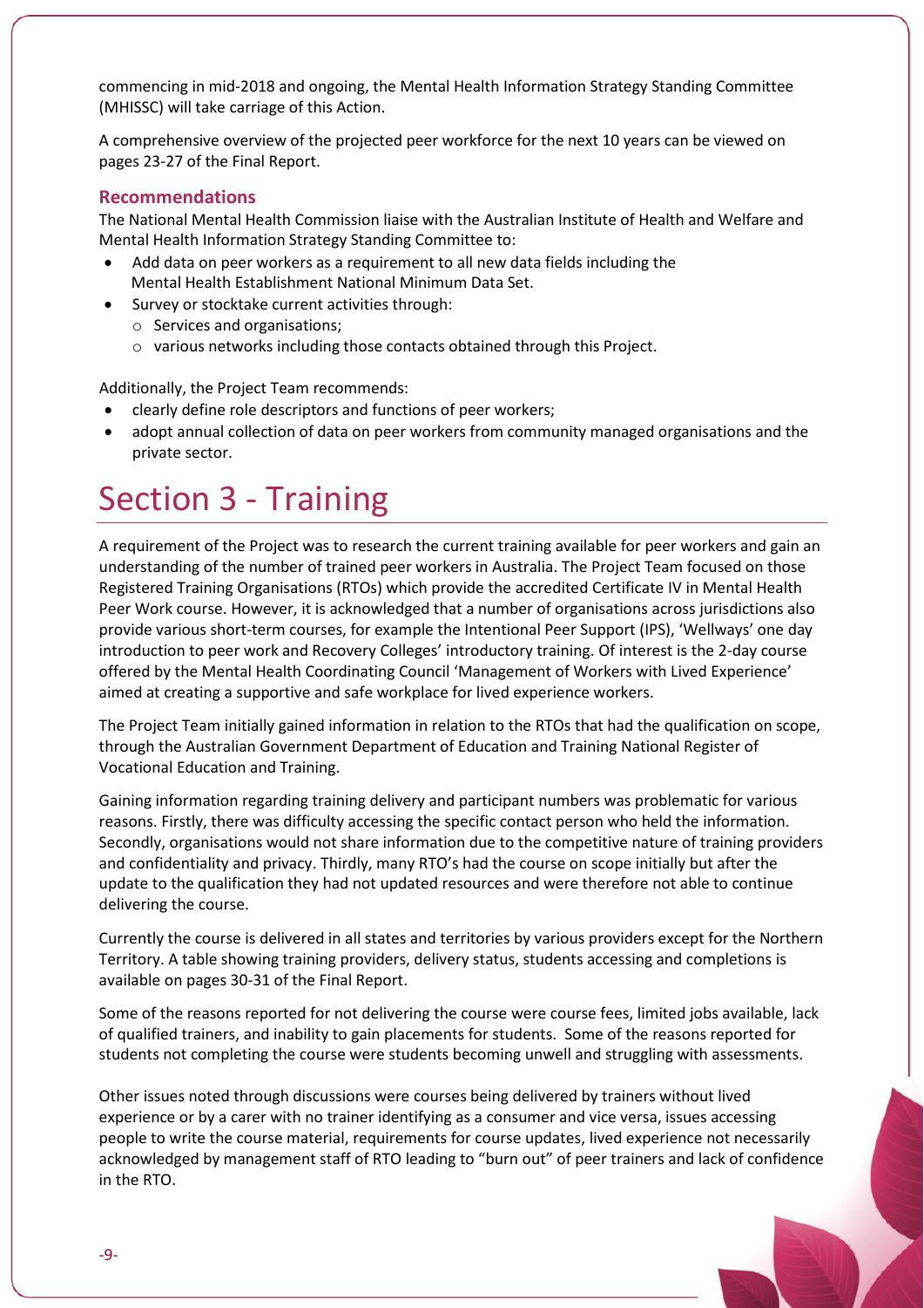commencing in mid-2018 and ongoing, the Mental Health Information Strategy Standing Committee (MHISSC) will take carriage of this Action.

A comprehensive overview of the projected peer workforce for the next 10 years can be viewed on pages 23-27 of the Final Report.

### Recommendations

The National Mental Health Commission liaise with the Australian Institute of Health and Welfare and Mental Health Information Strategy Standing Committee to:

- Add data on peer workers as a requirement to all new data fields including the Mental Health Establishment National Minimum Data Set.
- Survey or stocktake current activities through:
  - Services and organisations;
  - various networks including those contacts obtained through this Project.

Additionally, the Project Team recommends:

- clearly define role descriptors and functions of peer workers;
- adopt annual collection of data on peer workers from community managed organisations and the private sector.

# Section 3 - Training

A requirement of the Project was to research the current training available for peer workers and gain an understanding of the number of trained peer workers in Australia. The Project Team focused on those Registered Training Organisations (RTOs) which provide the accredited Certificate IV in Mental Health Peer Work course. However, it is acknowledged that a number of organisations across jurisdictions also provide various short-term courses, for example the Intentional Peer Support (IPS), 'Wellways' one day introduction to peer work and Recovery Colleges' introductory training. Of interest is the 2-day course offered by the Mental Health Coordinating Council 'Management of Workers with Lived Experience' aimed at creating a supportive and safe workplace for lived experience workers.

The Project Team initially gained information in relation to the RTOs that had the qualification on scope, through the Australian Government Department of Education and Training National Register of Vocational Education and Training.

Gaining information regarding training delivery and participant numbers was problematic for various reasons. Firstly, there was difficulty accessing the specific contact person who held the information. Secondly, organisations would not share information due to the competitive nature of training providers and confidentiality and privacy. Thirdly, many RTO's had the course on scope initially but after the update to the qualification they had not updated resources and were therefore not able to continue delivering the course.

Currently the course is delivered in all states and territories by various providers except for the Northern Territory. A table showing training providers, delivery status, students accessing and completions is available on pages 30-31 of the Final Report.

Some of the reasons reported for not delivering the course were course fees, limited jobs available, lack of qualified trainers, and inability to gain placements for students. Some of the reasons reported for students not completing the course were students becoming unwell and struggling with assessments.

Other issues noted through discussions were courses being delivered by trainers without lived experience or by a carer with no trainer identifying as a consumer and vice versa, issues accessing people to write the course material, requirements for course updates, lived experience not necessarily acknowledged by management staff of RTO leading to "burn out" of peer trainers and lack of confidence in the RTO.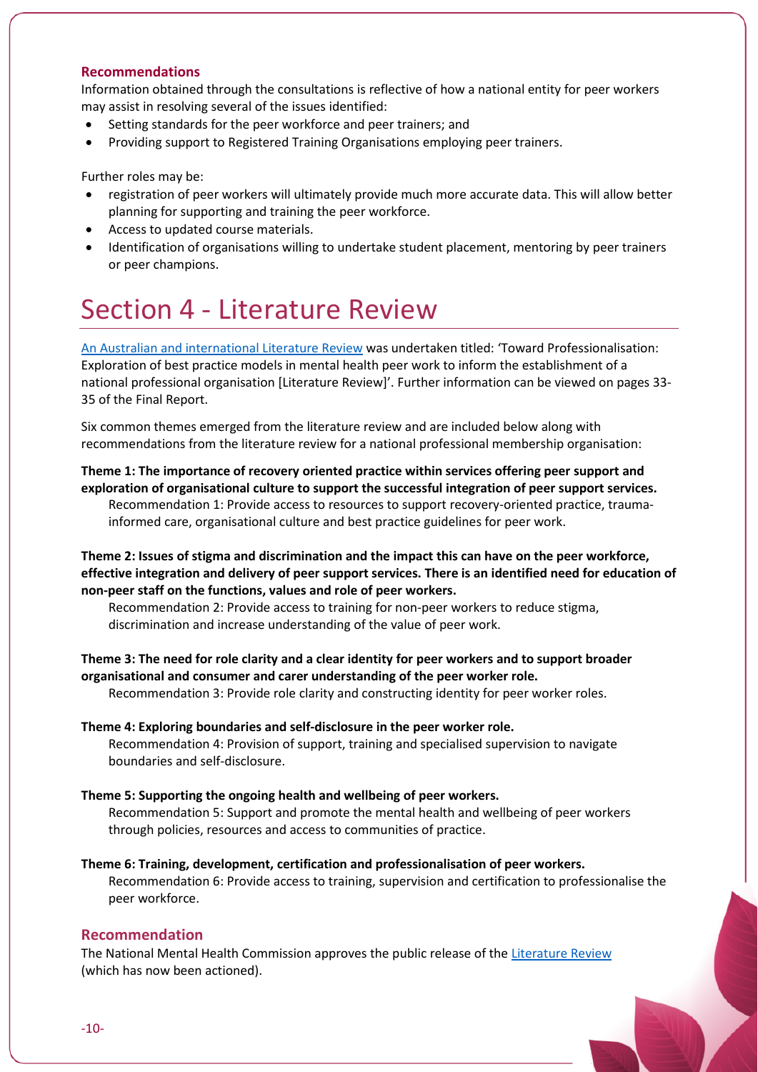### Recommendations

Information obtained through the consultations is reflective of how a national entity for peer workers may assist in resolving several of the issues identified:

- Setting standards for the peer workforce and peer trainers; and
- Providing support to Registered Training Organisations employing peer trainers.

Further roles may be:

- registration of peer workers will ultimately provide much more accurate data. This will allow better planning for supporting and training the peer workforce.
- Access to updated course materials.
- Identification of organisations willing to undertake student placement, mentoring by peer trainers or peer champions.

# Section 4 - Literature Review

An Australian and international Literature Review was undertaken titled: 'Toward Professionalisation: Exploration of best practice models in mental health peer work to inform the establishment of a national professional organisation [Literature Review]'. Further information can be viewed on pages 33-35 of the Final Report.

Six common themes emerged from the literature review and are included below along with recommendations from the literature review for a national professional membership organisation:

**Theme 1: The importance of recovery oriented practice within services offering peer support and exploration of organisational culture to support the successful integration of peer support services.**

Recommendation 1: Provide access to resources to support recovery-oriented practice, trauma-informed care, organisational culture and best practice guidelines for peer work.

**Theme 2: Issues of stigma and discrimination and the impact this can have on the peer workforce, effective integration and delivery of peer support services. There is an identified need for education of non-peer staff on the functions, values and role of peer workers.**

Recommendation 2: Provide access to training for non-peer workers to reduce stigma, discrimination and increase understanding of the value of peer work.

**Theme 3: The need for role clarity and a clear identity for peer workers and to support broader organisational and consumer and carer understanding of the peer worker role.**

Recommendation 3: Provide role clarity and constructing identity for peer worker roles.

**Theme 4: Exploring boundaries and self-disclosure in the peer worker role.**

Recommendation 4: Provision of support, training and specialised supervision to navigate boundaries and self-disclosure.

**Theme 5: Supporting the ongoing health and wellbeing of peer workers.**

Recommendation 5: Support and promote the mental health and wellbeing of peer workers through policies, resources and access to communities of practice.

**Theme 6: Training, development, certification and professionalisation of peer workers.**

Recommendation 6: Provide access to training, supervision and certification to professionalise the peer workforce.

### Recommendation

The National Mental Health Commission approves the public release of the Literature Review (which has now been actioned).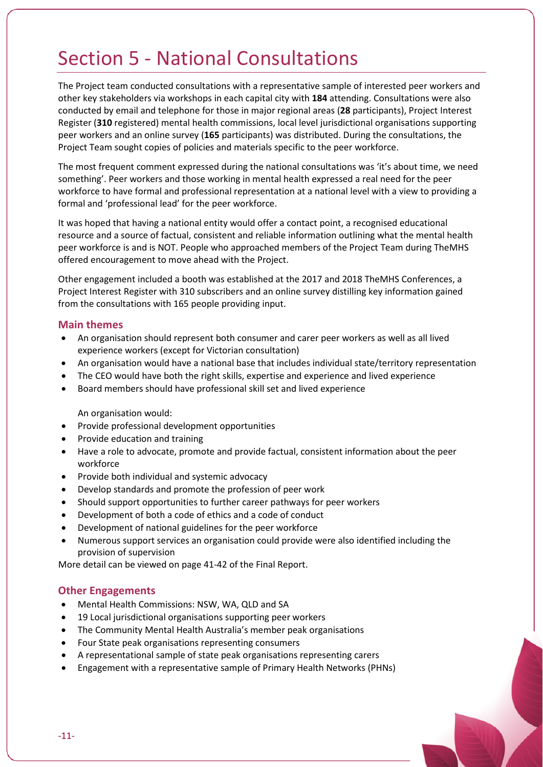# Section 5 - National Consultations

The Project team conducted consultations with a representative sample of interested peer workers and other key stakeholders via workshops in each capital city with **184** attending. Consultations were also conducted by email and telephone for those in major regional areas (**28** participants), Project Interest Register (**310** registered) mental health commissions, local level jurisdictional organisations supporting peer workers and an online survey (**165** participants) was distributed. During the consultations, the Project Team sought copies of policies and materials specific to the peer workforce.

The most frequent comment expressed during the national consultations was 'it's about time, we need something'. Peer workers and those working in mental health expressed a real need for the peer workforce to have formal and professional representation at a national level with a view to providing a formal and 'professional lead' for the peer workforce.

It was hoped that having a national entity would offer a contact point, a recognised educational resource and a source of factual, consistent and reliable information outlining what the mental health peer workforce is and is NOT. People who approached members of the Project Team during TheMHS offered encouragement to move ahead with the Project.

Other engagement included a booth was established at the 2017 and 2018 TheMHS Conferences, a Project Interest Register with 310 subscribers and an online survey distilling key information gained from the consultations with 165 people providing input.

### Main themes

- An organisation should represent both consumer and carer peer workers as well as all lived experience workers (except for Victorian consultation)
- An organisation would have a national base that includes individual state/territory representation
- The CEO would have both the right skills, expertise and experience and lived experience
- Board members should have professional skill set and lived experience

An organisation would:

- Provide professional development opportunities
- Provide education and training
- Have a role to advocate, promote and provide factual, consistent information about the peer workforce
- Provide both individual and systemic advocacy
- Develop standards and promote the profession of peer work
- Should support opportunities to further career pathways for peer workers
- Development of both a code of ethics and a code of conduct
- Development of national guidelines for the peer workforce
- Numerous support services an organisation could provide were also identified including the provision of supervision

More detail can be viewed on page 41-42 of the Final Report.

### Other Engagements

- Mental Health Commissions: NSW, WA, QLD and SA
- 19 Local jurisdictional organisations supporting peer workers
- The Community Mental Health Australia's member peak organisations
- Four State peak organisations representing consumers
- A representational sample of state peak organisations representing carers
- Engagement with a representative sample of Primary Health Networks (PHNs)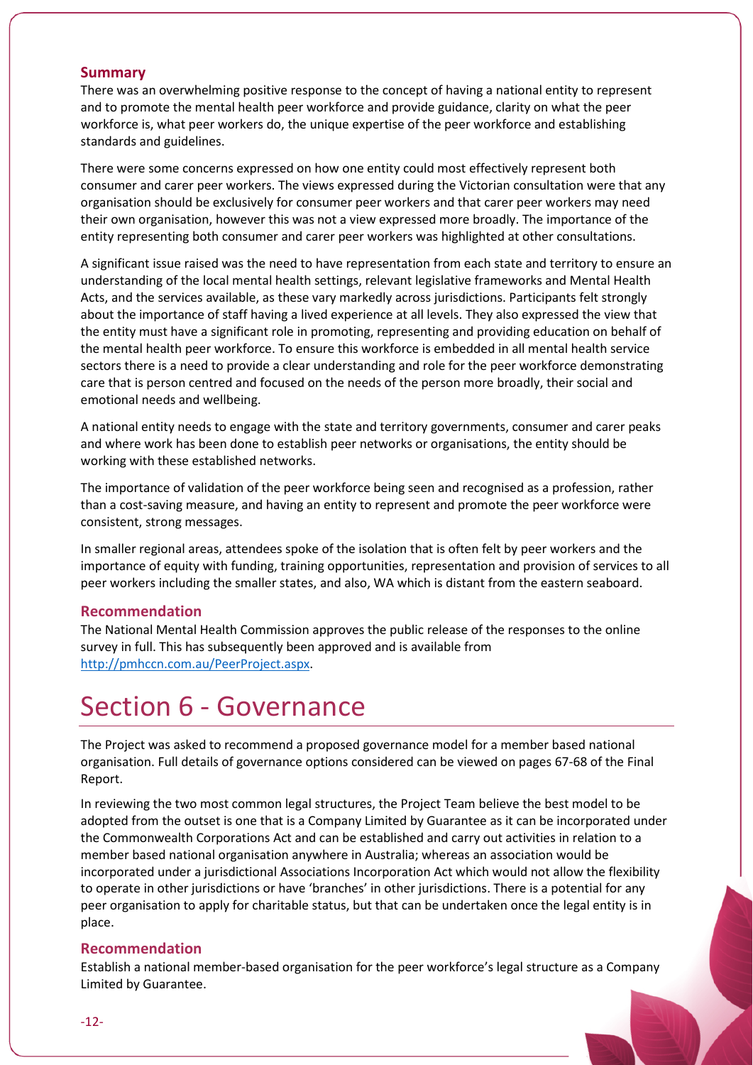### Summary

There was an overwhelming positive response to the concept of having a national entity to represent and to promote the mental health peer workforce and provide guidance, clarity on what the peer workforce is, what peer workers do, the unique expertise of the peer workforce and establishing standards and guidelines.

There were some concerns expressed on how one entity could most effectively represent both consumer and carer peer workers. The views expressed during the Victorian consultation were that any organisation should be exclusively for consumer peer workers and that carer peer workers may need their own organisation, however this was not a view expressed more broadly. The importance of the entity representing both consumer and carer peer workers was highlighted at other consultations.

A significant issue raised was the need to have representation from each state and territory to ensure an understanding of the local mental health settings, relevant legislative frameworks and Mental Health Acts, and the services available, as these vary markedly across jurisdictions. Participants felt strongly about the importance of staff having a lived experience at all levels. They also expressed the view that the entity must have a significant role in promoting, representing and providing education on behalf of the mental health peer workforce. To ensure this workforce is embedded in all mental health service sectors there is a need to provide a clear understanding and role for the peer workforce demonstrating care that is person centred and focused on the needs of the person more broadly, their social and emotional needs and wellbeing.

A national entity needs to engage with the state and territory governments, consumer and carer peaks and where work has been done to establish peer networks or organisations, the entity should be working with these established networks.

The importance of validation of the peer workforce being seen and recognised as a profession, rather than a cost-saving measure, and having an entity to represent and promote the peer workforce were consistent, strong messages.

In smaller regional areas, attendees spoke of the isolation that is often felt by peer workers and the importance of equity with funding, training opportunities, representation and provision of services to all peer workers including the smaller states, and also, WA which is distant from the eastern seaboard.

### Recommendation

The National Mental Health Commission approves the public release of the responses to the online survey in full. This has subsequently been approved and is available from http://pmhccn.com.au/PeerProject.aspx.

# Section 6 - Governance

The Project was asked to recommend a proposed governance model for a member based national organisation. Full details of governance options considered can be viewed on pages 67-68 of the Final Report.

In reviewing the two most common legal structures, the Project Team believe the best model to be adopted from the outset is one that is a Company Limited by Guarantee as it can be incorporated under the Commonwealth Corporations Act and can be established and carry out activities in relation to a member based national organisation anywhere in Australia; whereas an association would be incorporated under a jurisdictional Associations Incorporation Act which would not allow the flexibility to operate in other jurisdictions or have 'branches' in other jurisdictions. There is a potential for any peer organisation to apply for charitable status, but that can be undertaken once the legal entity is in place.

### Recommendation

Establish a national member-based organisation for the peer workforce's legal structure as a Company Limited by Guarantee.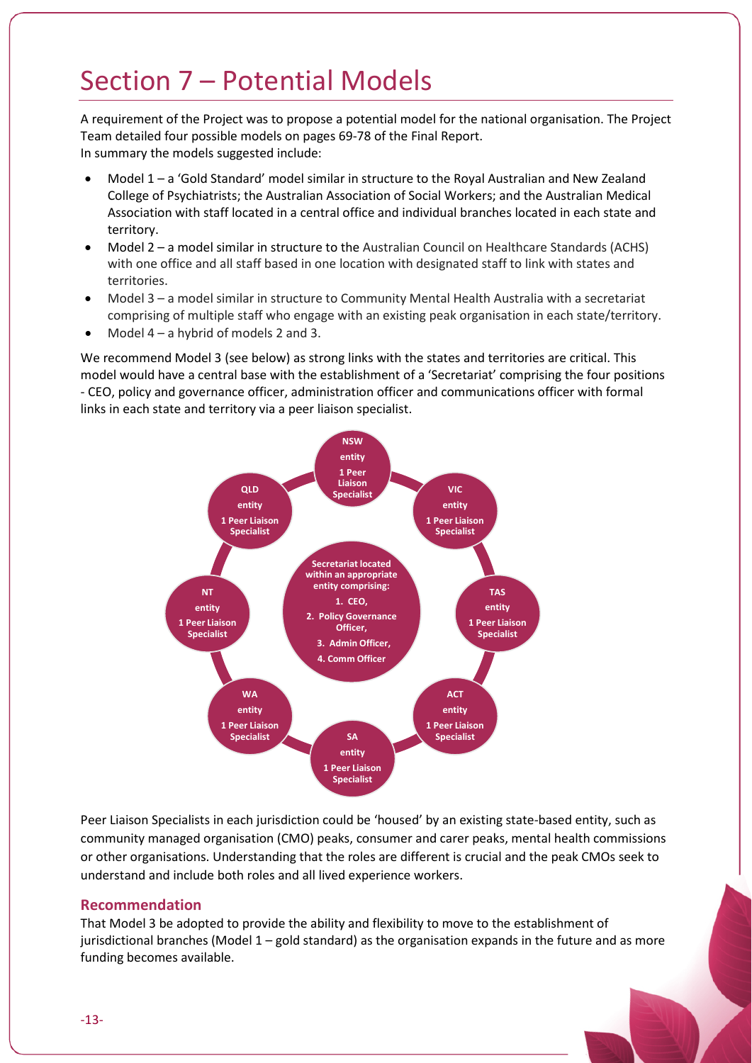# Section 7 – Potential Models

A requirement of the Project was to propose a potential model for the national organisation. The Project Team detailed four possible models on pages 69-78 of the Final Report.
In summary the models suggested include:

- Model 1 – a 'Gold Standard' model similar in structure to the Royal Australian and New Zealand College of Psychiatrists; the Australian Association of Social Workers; and the Australian Medical Association with staff located in a central office and individual branches located in each state and territory.
- Model 2 – a model similar in structure to the Australian Council on Healthcare Standards (ACHS) with one office and all staff based in one location with designated staff to link with states and territories.
- Model 3 – a model similar in structure to Community Mental Health Australia with a secretariat comprising of multiple staff who engage with an existing peak organisation in each state/territory.
- Model 4 – a hybrid of models 2 and 3.

We recommend Model 3 (see below) as strong links with the states and territories are critical. This model would have a central base with the establishment of a 'Secretariat' comprising the four positions - CEO, policy and governance officer, administration officer and communications officer with formal links in each state and territory via a peer liaison specialist.

**Secretariat located within an appropriate entity comprising:**
1. CEO,
2. Policy Governance Officer,
3. Admin Officer,
4. Comm Officer

- **NSW entity** – 1 Peer Liaison Specialist
- **VIC entity** – 1 Peer Liaison Specialist
- **TAS entity** – 1 Peer Liaison Specialist
- **ACT entity** – 1 Peer Liaison Specialist
- **SA entity** – 1 Peer Liaison Specialist
- **WA entity** – 1 Peer Liaison Specialist
- **NT entity** – 1 Peer Liaison Specialist
- **QLD entity** – 1 Peer Liaison Specialist

Peer Liaison Specialists in each jurisdiction could be 'housed' by an existing state-based entity, such as community managed organisation (CMO) peaks, consumer and carer peaks, mental health commissions or other organisations. Understanding that the roles are different is crucial and the peak CMOs seek to understand and include both roles and all lived experience workers.

### Recommendation

That Model 3 be adopted to provide the ability and flexibility to move to the establishment of jurisdictional branches (Model 1 – gold standard) as the organisation expands in the future and as more funding becomes available.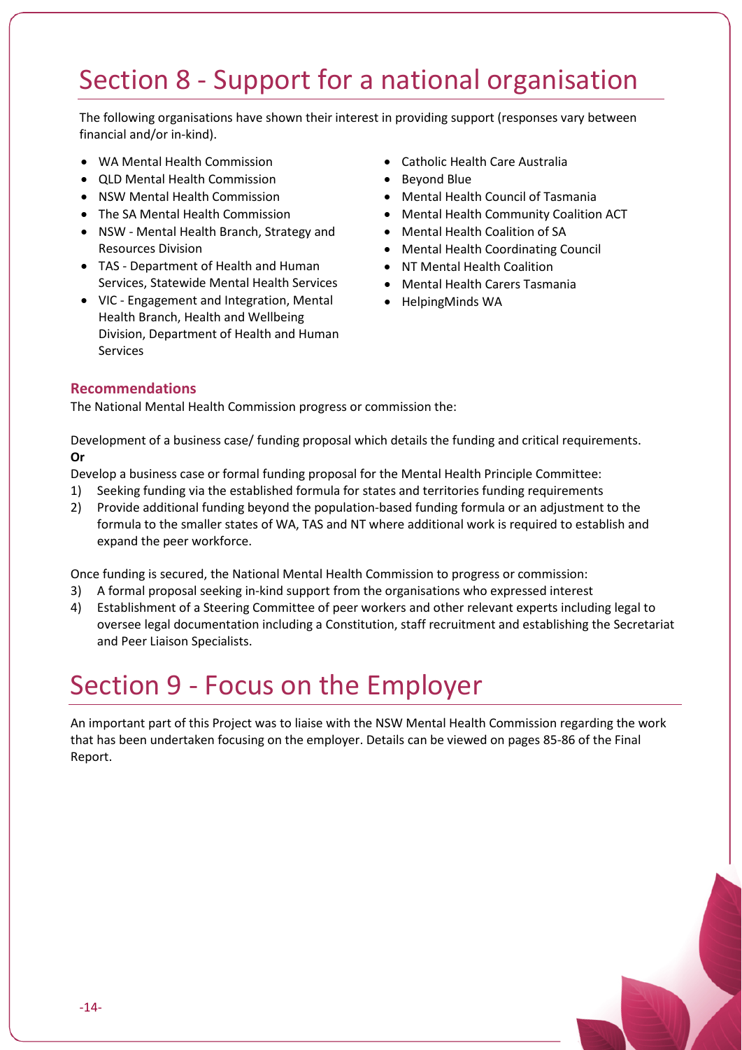# Section 8 - Support for a national organisation

The following organisations have shown their interest in providing support (responses vary between financial and/or in-kind).

- WA Mental Health Commission
- QLD Mental Health Commission
- NSW Mental Health Commission
- The SA Mental Health Commission
- NSW - Mental Health Branch, Strategy and Resources Division
- TAS - Department of Health and Human Services, Statewide Mental Health Services
- VIC - Engagement and Integration, Mental Health Branch, Health and Wellbeing Division, Department of Health and Human Services
- Catholic Health Care Australia
- Beyond Blue
- Mental Health Council of Tasmania
- Mental Health Community Coalition ACT
- Mental Health Coalition of SA
- Mental Health Coordinating Council
- NT Mental Health Coalition
- Mental Health Carers Tasmania
- HelpingMinds WA

### Recommendations

The National Mental Health Commission progress or commission the:

Development of a business case/ funding proposal which details the funding and critical requirements.
**Or**
Develop a business case or formal funding proposal for the Mental Health Principle Committee:

1) Seeking funding via the established formula for states and territories funding requirements
2) Provide additional funding beyond the population-based funding formula or an adjustment to the formula to the smaller states of WA, TAS and NT where additional work is required to establish and expand the peer workforce.

Once funding is secured, the National Mental Health Commission to progress or commission:

3) A formal proposal seeking in-kind support from the organisations who expressed interest
4) Establishment of a Steering Committee of peer workers and other relevant experts including legal to oversee legal documentation including a Constitution, staff recruitment and establishing the Secretariat and Peer Liaison Specialists.

# Section 9 - Focus on the Employer

An important part of this Project was to liaise with the NSW Mental Health Commission regarding the work that has been undertaken focusing on the employer. Details can be viewed on pages 85-86 of the Final Report.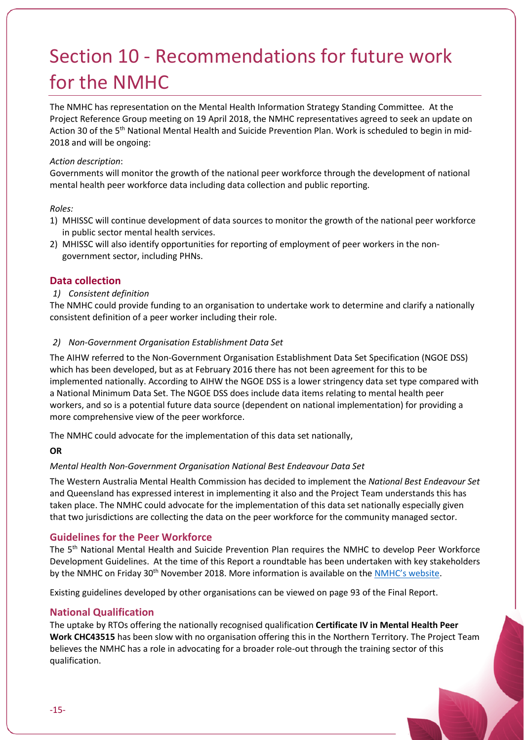# Section 10 - Recommendations for future work for the NMHC

The NMHC has representation on the Mental Health Information Strategy Standing Committee. At the Project Reference Group meeting on 19 April 2018, the NMHC representatives agreed to seek an update on Action 30 of the 5th National Mental Health and Suicide Prevention Plan. Work is scheduled to begin in mid-2018 and will be ongoing:

*Action description*:
Governments will monitor the growth of the national peer workforce through the development of national mental health peer workforce data including data collection and public reporting.

*Roles:*

1) MHISSC will continue development of data sources to monitor the growth of the national peer workforce in public sector mental health services.
2) MHISSC will also identify opportunities for reporting of employment of peer workers in the non-government sector, including PHNs.

## Data collection

*1) Consistent definition*

The NMHC could provide funding to an organisation to undertake work to determine and clarify a nationally consistent definition of a peer worker including their role.

*2) Non-Government Organisation Establishment Data Set*

The AIHW referred to the Non-Government Organisation Establishment Data Set Specification (NGOE DSS) which has been developed, but as at February 2016 there has not been agreement for this to be implemented nationally. According to AIHW the NGOE DSS is a lower stringency data set type compared with a National Minimum Data Set. The NGOE DSS does include data items relating to mental health peer workers, and so is a potential future data source (dependent on national implementation) for providing a more comprehensive view of the peer workforce.

The NMHC could advocate for the implementation of this data set nationally,

**OR**

*Mental Health Non-Government Organisation National Best Endeavour Data Set*

The Western Australia Mental Health Commission has decided to implement the *National Best Endeavour Set* and Queensland has expressed interest in implementing it also and the Project Team understands this has taken place. The NMHC could advocate for the implementation of this data set nationally especially given that two jurisdictions are collecting the data on the peer workforce for the community managed sector.

## Guidelines for the Peer Workforce

The 5th National Mental Health and Suicide Prevention Plan requires the NMHC to develop Peer Workforce Development Guidelines. At the time of this Report a roundtable has been undertaken with key stakeholders by the NMHC on Friday 30th November 2018. More information is available on the NMHC's website.

Existing guidelines developed by other organisations can be viewed on page 93 of the Final Report.

## National Qualification

The uptake by RTOs offering the nationally recognised qualification **Certificate IV in Mental Health Peer Work CHC43515** has been slow with no organisation offering this in the Northern Territory. The Project Team believes the NMHC has a role in advocating for a broader role-out through the training sector of this qualification.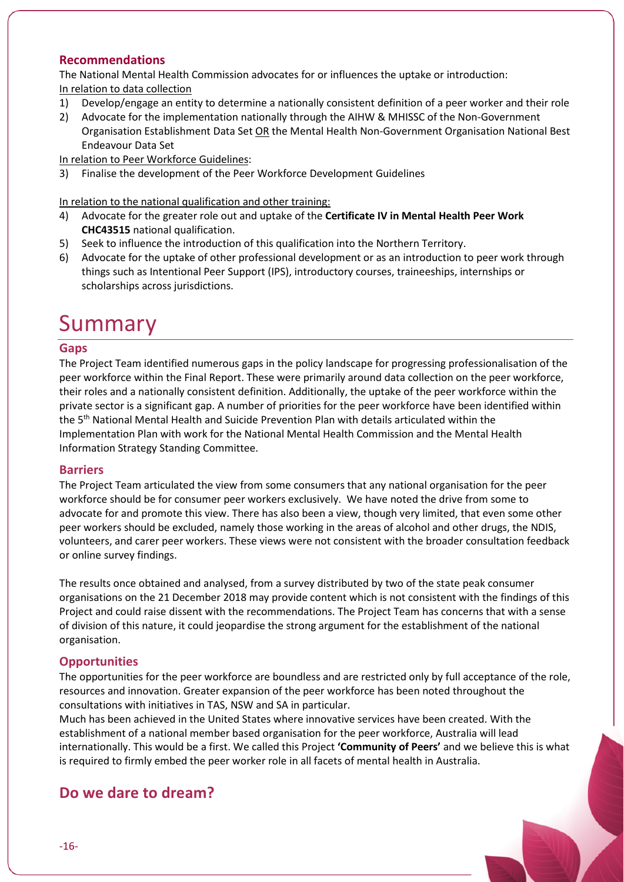### Recommendations

The National Mental Health Commission advocates for or influences the uptake or introduction:

In relation to data collection

1) Develop/engage an entity to determine a nationally consistent definition of a peer worker and their role
2) Advocate for the implementation nationally through the AIHW & MHISSC of the Non-Government Organisation Establishment Data Set OR the Mental Health Non-Government Organisation National Best Endeavour Data Set

In relation to Peer Workforce Guidelines:

3) Finalise the development of the Peer Workforce Development Guidelines

In relation to the national qualification and other training:

4) Advocate for the greater role out and uptake of the **Certificate IV in Mental Health Peer Work CHC43515** national qualification.
5) Seek to influence the introduction of this qualification into the Northern Territory.
6) Advocate for the uptake of other professional development or as an introduction to peer work through things such as Intentional Peer Support (IPS), introductory courses, traineeships, internships or scholarships across jurisdictions.

# Summary

### Gaps

The Project Team identified numerous gaps in the policy landscape for progressing professionalisation of the peer workforce within the Final Report. These were primarily around data collection on the peer workforce, their roles and a nationally consistent definition. Additionally, the uptake of the peer workforce within the private sector is a significant gap. A number of priorities for the peer workforce have been identified within the 5th National Mental Health and Suicide Prevention Plan with details articulated within the Implementation Plan with work for the National Mental Health Commission and the Mental Health Information Strategy Standing Committee.

### Barriers

The Project Team articulated the view from some consumers that any national organisation for the peer workforce should be for consumer peer workers exclusively. We have noted the drive from some to advocate for and promote this view. There has also been a view, though very limited, that even some other peer workers should be excluded, namely those working in the areas of alcohol and other drugs, the NDIS, volunteers, and carer peer workers. These views were not consistent with the broader consultation feedback or online survey findings.

The results once obtained and analysed, from a survey distributed by two of the state peak consumer organisations on the 21 December 2018 may provide content which is not consistent with the findings of this Project and could raise dissent with the recommendations. The Project Team has concerns that with a sense of division of this nature, it could jeopardise the strong argument for the establishment of the national organisation.

### Opportunities

The opportunities for the peer workforce are boundless and are restricted only by full acceptance of the role, resources and innovation. Greater expansion of the peer workforce has been noted throughout the consultations with initiatives in TAS, NSW and SA in particular.

Much has been achieved in the United States where innovative services have been created. With the establishment of a national member based organisation for the peer workforce, Australia will lead internationally. This would be a first. We called this Project **'Community of Peers'** and we believe this is what is required to firmly embed the peer worker role in all facets of mental health in Australia.

## Do we dare to dream?